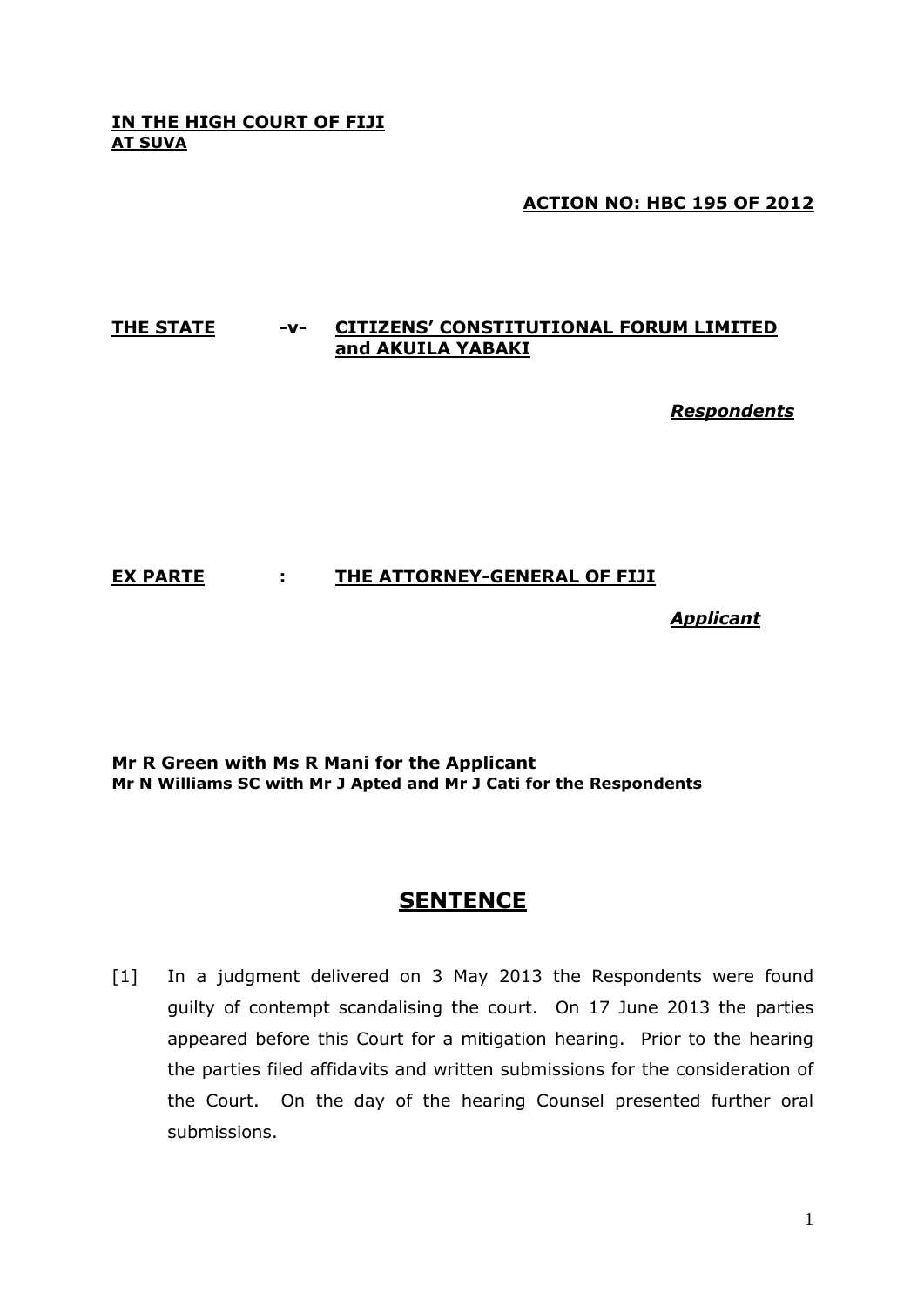**IN THE HIGH COURT OF FIJI**
**AT SUVA**

**ACTION NO: HBC 195 OF 2012**

**THE STATE** **-v-** **CITIZENS' CONSTITUTIONAL FORUM LIMITED and AKUILA YABAKI**

***Respondents***

**EX PARTE** **:** **THE ATTORNEY-GENERAL OF FIJI**

***Applicant***

**Mr R Green with Ms R Mani for the Applicant**
**Mr N Williams SC with Mr J Apted and Mr J Cati for the Respondents**

# SENTENCE

[1] In a judgment delivered on 3 May 2013 the Respondents were found guilty of contempt scandalising the court. On 17 June 2013 the parties appeared before this Court for a mitigation hearing. Prior to the hearing the parties filed affidavits and written submissions for the consideration of the Court. On the day of the hearing Counsel presented further oral submissions.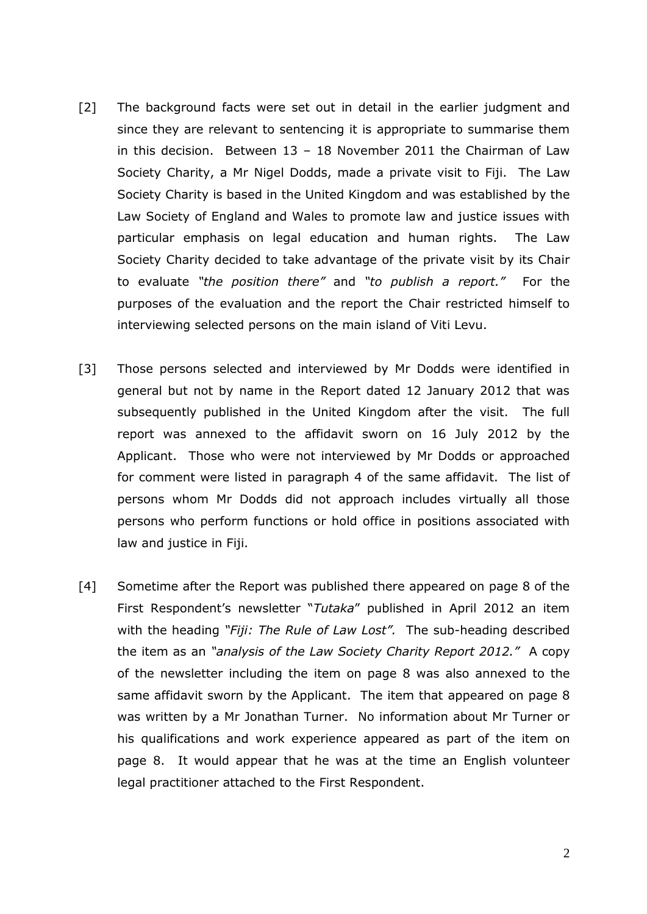[2] The background facts were set out in detail in the earlier judgment and since they are relevant to sentencing it is appropriate to summarise them in this decision. Between 13 – 18 November 2011 the Chairman of Law Society Charity, a Mr Nigel Dodds, made a private visit to Fiji. The Law Society Charity is based in the United Kingdom and was established by the Law Society of England and Wales to promote law and justice issues with particular emphasis on legal education and human rights. The Law Society Charity decided to take advantage of the private visit by its Chair to evaluate *"the position there"* and *"to publish a report."* For the purposes of the evaluation and the report the Chair restricted himself to interviewing selected persons on the main island of Viti Levu.

[3] Those persons selected and interviewed by Mr Dodds were identified in general but not by name in the Report dated 12 January 2012 that was subsequently published in the United Kingdom after the visit. The full report was annexed to the affidavit sworn on 16 July 2012 by the Applicant. Those who were not interviewed by Mr Dodds or approached for comment were listed in paragraph 4 of the same affidavit. The list of persons whom Mr Dodds did not approach includes virtually all those persons who perform functions or hold office in positions associated with law and justice in Fiji.

[4] Sometime after the Report was published there appeared on page 8 of the First Respondent's newsletter "*Tutaka*" published in April 2012 an item with the heading *"Fiji: The Rule of Law Lost".* The sub-heading described the item as an *"analysis of the Law Society Charity Report 2012."* A copy of the newsletter including the item on page 8 was also annexed to the same affidavit sworn by the Applicant. The item that appeared on page 8 was written by a Mr Jonathan Turner. No information about Mr Turner or his qualifications and work experience appeared as part of the item on page 8. It would appear that he was at the time an English volunteer legal practitioner attached to the First Respondent.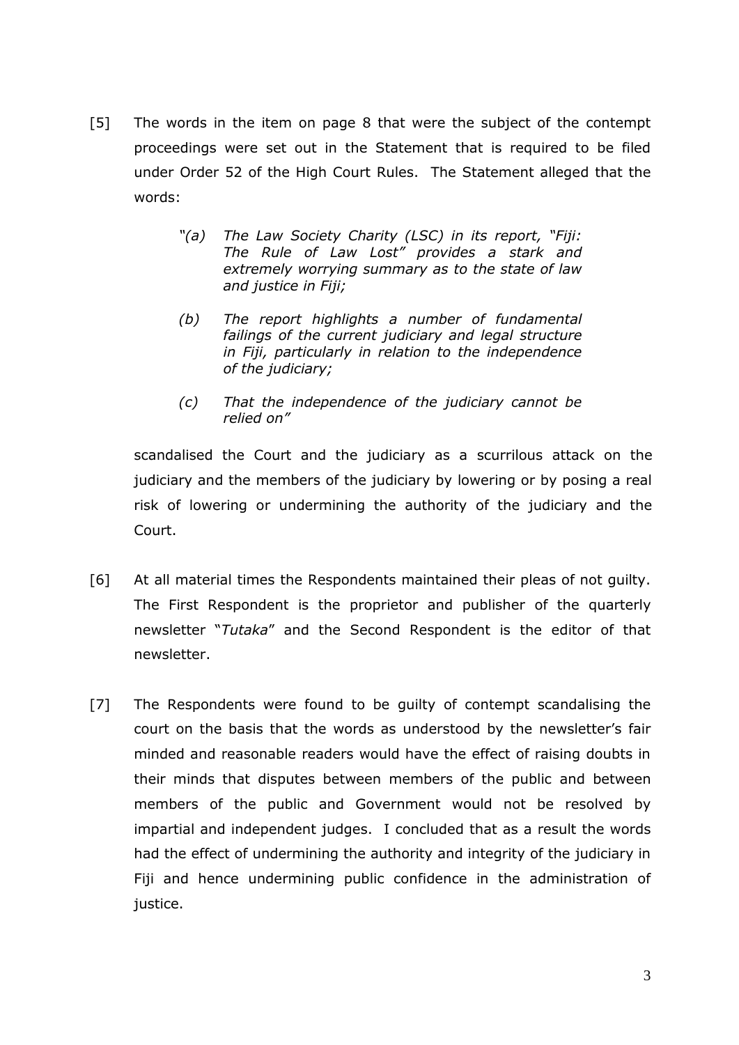[5] The words in the item on page 8 that were the subject of the contempt proceedings were set out in the Statement that is required to be filed under Order 52 of the High Court Rules. The Statement alleged that the words:

> *"(a) The Law Society Charity (LSC) in its report, "Fiji: The Rule of Law Lost" provides a stark and extremely worrying summary as to the state of law and justice in Fiji;*
>
> *(b) The report highlights a number of fundamental failings of the current judiciary and legal structure in Fiji, particularly in relation to the independence of the judiciary;*
>
> *(c) That the independence of the judiciary cannot be relied on"*

scandalised the Court and the judiciary as a scurrilous attack on the judiciary and the members of the judiciary by lowering or by posing a real risk of lowering or undermining the authority of the judiciary and the Court.

[6] At all material times the Respondents maintained their pleas of not guilty. The First Respondent is the proprietor and publisher of the quarterly newsletter "*Tutaka*" and the Second Respondent is the editor of that newsletter.

[7] The Respondents were found to be guilty of contempt scandalising the court on the basis that the words as understood by the newsletter's fair minded and reasonable readers would have the effect of raising doubts in their minds that disputes between members of the public and between members of the public and Government would not be resolved by impartial and independent judges. I concluded that as a result the words had the effect of undermining the authority and integrity of the judiciary in Fiji and hence undermining public confidence in the administration of justice.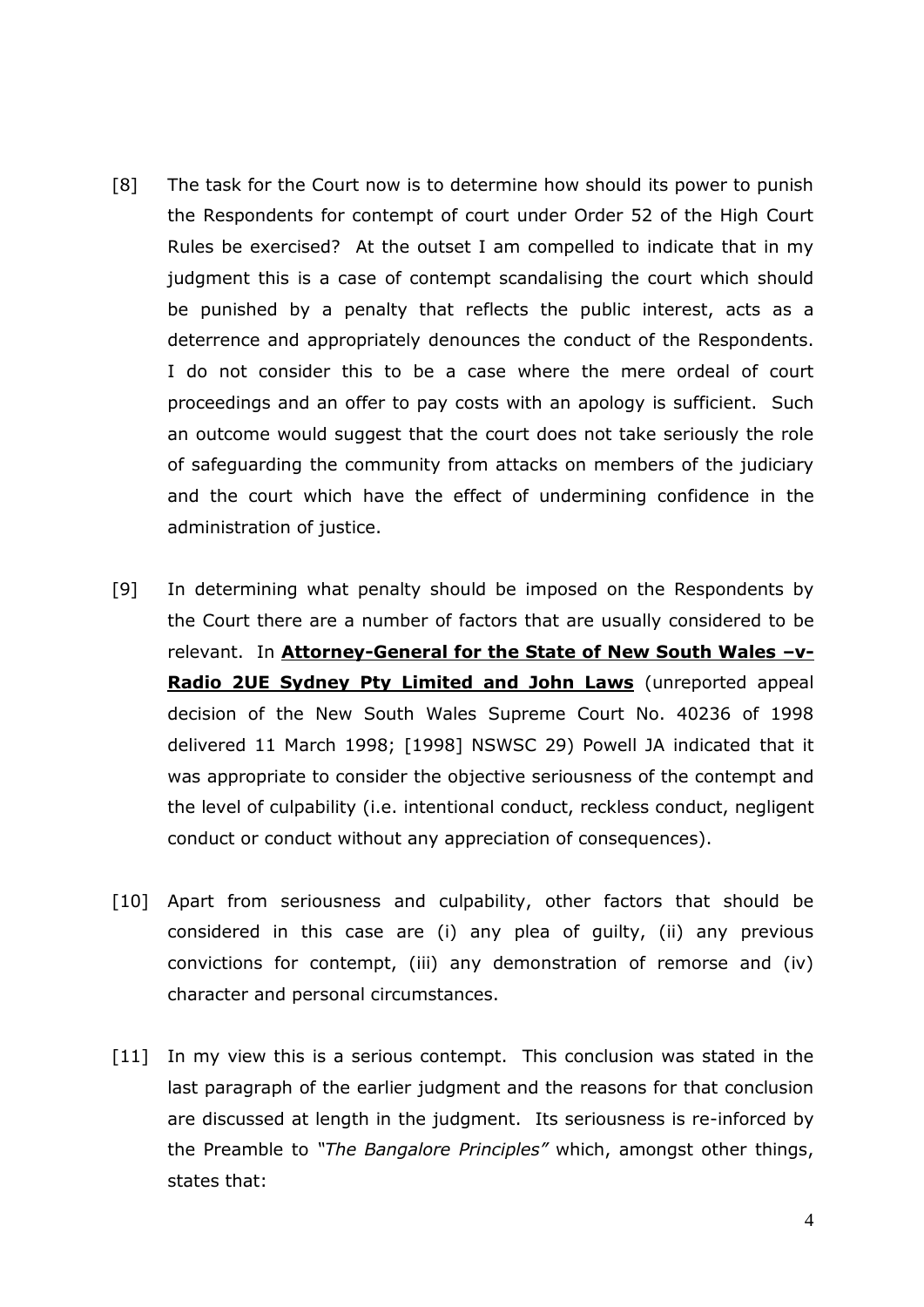[8] The task for the Court now is to determine how should its power to punish the Respondents for contempt of court under Order 52 of the High Court Rules be exercised? At the outset I am compelled to indicate that in my judgment this is a case of contempt scandalising the court which should be punished by a penalty that reflects the public interest, acts as a deterrence and appropriately denounces the conduct of the Respondents. I do not consider this to be a case where the mere ordeal of court proceedings and an offer to pay costs with an apology is sufficient. Such an outcome would suggest that the court does not take seriously the role of safeguarding the community from attacks on members of the judiciary and the court which have the effect of undermining confidence in the administration of justice.

[9] In determining what penalty should be imposed on the Respondents by the Court there are a number of factors that are usually considered to be relevant. In **Attorney-General for the State of New South Wales –v- Radio 2UE Sydney Pty Limited and John Laws** (unreported appeal decision of the New South Wales Supreme Court No. 40236 of 1998 delivered 11 March 1998; [1998] NSWSC 29) Powell JA indicated that it was appropriate to consider the objective seriousness of the contempt and the level of culpability (i.e. intentional conduct, reckless conduct, negligent conduct or conduct without any appreciation of consequences).

[10] Apart from seriousness and culpability, other factors that should be considered in this case are (i) any plea of guilty, (ii) any previous convictions for contempt, (iii) any demonstration of remorse and (iv) character and personal circumstances.

[11] In my view this is a serious contempt. This conclusion was stated in the last paragraph of the earlier judgment and the reasons for that conclusion are discussed at length in the judgment. Its seriousness is re-inforced by the Preamble to *"The Bangalore Principles"* which, amongst other things, states that: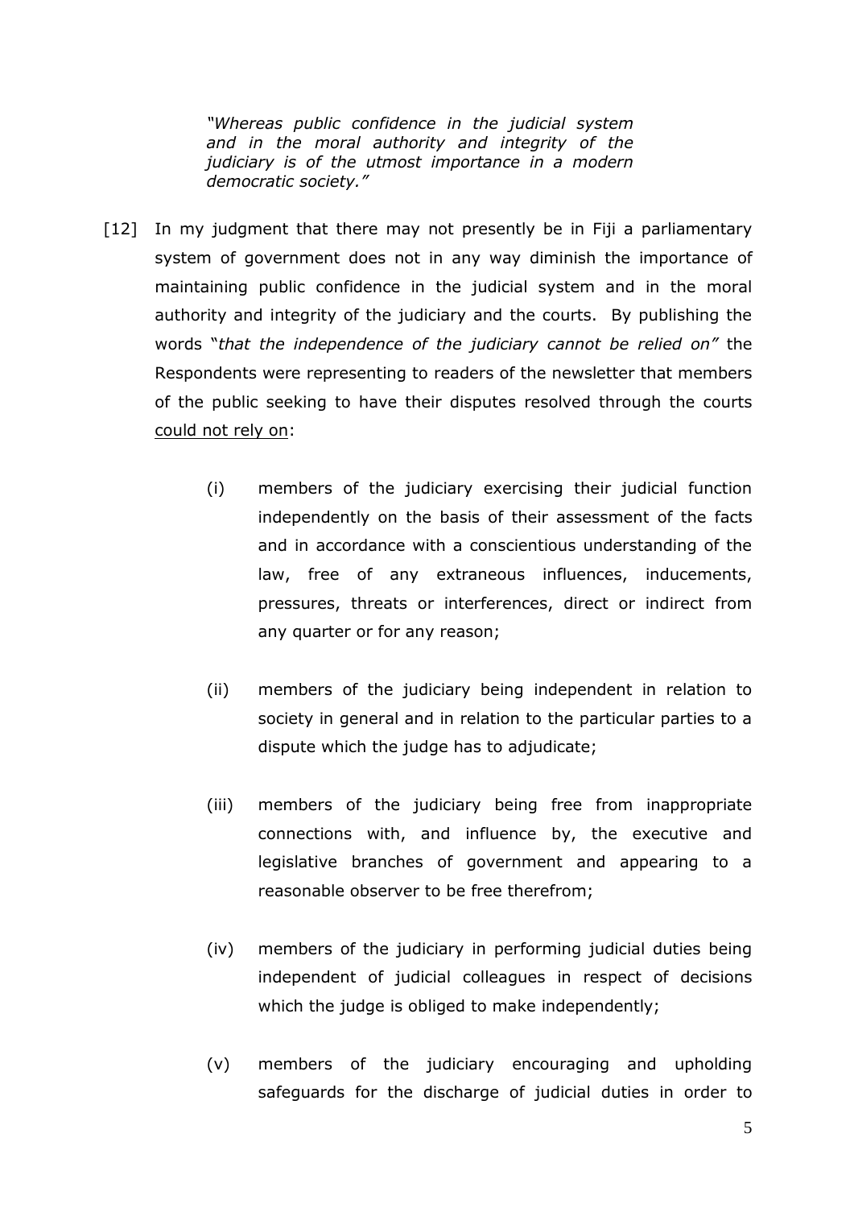> *"Whereas public confidence in the judicial system and in the moral authority and integrity of the judiciary is of the utmost importance in a modern democratic society."*

[12] In my judgment that there may not presently be in Fiji a parliamentary system of government does not in any way diminish the importance of maintaining public confidence in the judicial system and in the moral authority and integrity of the judiciary and the courts. By publishing the words "*that the independence of the judiciary cannot be relied on"* the Respondents were representing to readers of the newsletter that members of the public seeking to have their disputes resolved through the courts <u>could not rely on</u>:

(i) members of the judiciary exercising their judicial function independently on the basis of their assessment of the facts and in accordance with a conscientious understanding of the law, free of any extraneous influences, inducements, pressures, threats or interferences, direct or indirect from any quarter or for any reason;

(ii) members of the judiciary being independent in relation to society in general and in relation to the particular parties to a dispute which the judge has to adjudicate;

(iii) members of the judiciary being free from inappropriate connections with, and influence by, the executive and legislative branches of government and appearing to a reasonable observer to be free therefrom;

(iv) members of the judiciary in performing judicial duties being independent of judicial colleagues in respect of decisions which the judge is obliged to make independently;

(v) members of the judiciary encouraging and upholding safeguards for the discharge of judicial duties in order to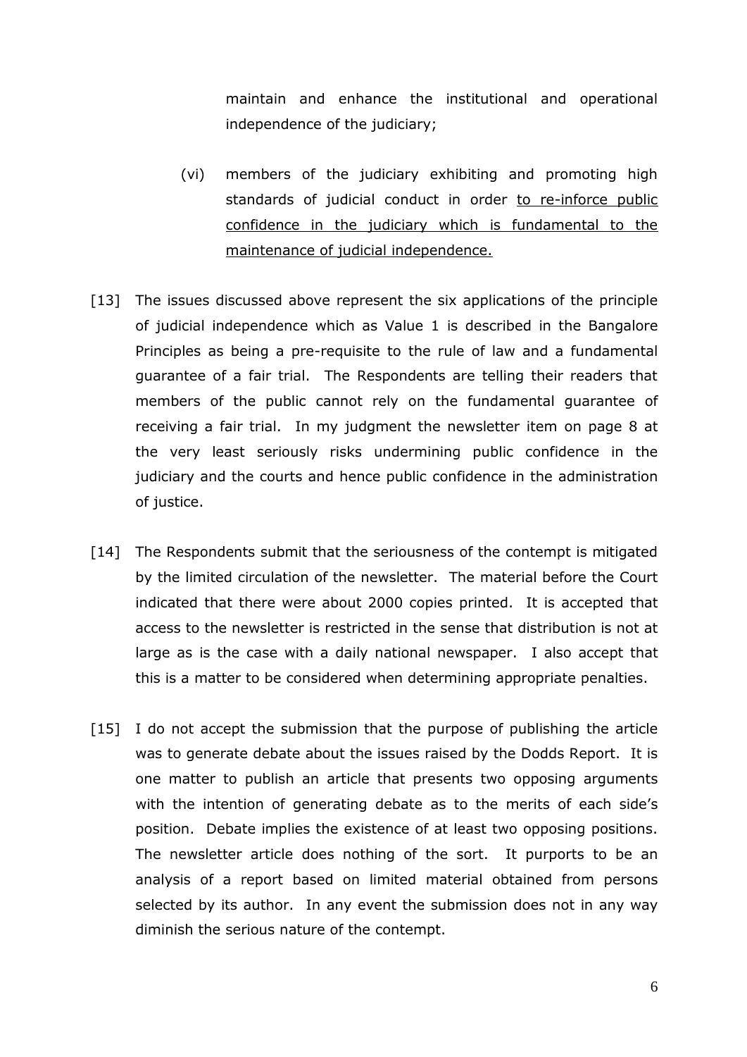maintain and enhance the institutional and operational independence of the judiciary;

(vi) members of the judiciary exhibiting and promoting high standards of judicial conduct in order <u>to re-inforce public confidence in the judiciary which is fundamental to the maintenance of judicial independence.</u>

[13] The issues discussed above represent the six applications of the principle of judicial independence which as Value 1 is described in the Bangalore Principles as being a pre-requisite to the rule of law and a fundamental guarantee of a fair trial. The Respondents are telling their readers that members of the public cannot rely on the fundamental guarantee of receiving a fair trial. In my judgment the newsletter item on page 8 at the very least seriously risks undermining public confidence in the judiciary and the courts and hence public confidence in the administration of justice.

[14] The Respondents submit that the seriousness of the contempt is mitigated by the limited circulation of the newsletter. The material before the Court indicated that there were about 2000 copies printed. It is accepted that access to the newsletter is restricted in the sense that distribution is not at large as is the case with a daily national newspaper. I also accept that this is a matter to be considered when determining appropriate penalties.

[15] I do not accept the submission that the purpose of publishing the article was to generate debate about the issues raised by the Dodds Report. It is one matter to publish an article that presents two opposing arguments with the intention of generating debate as to the merits of each side's position. Debate implies the existence of at least two opposing positions. The newsletter article does nothing of the sort. It purports to be an analysis of a report based on limited material obtained from persons selected by its author. In any event the submission does not in any way diminish the serious nature of the contempt.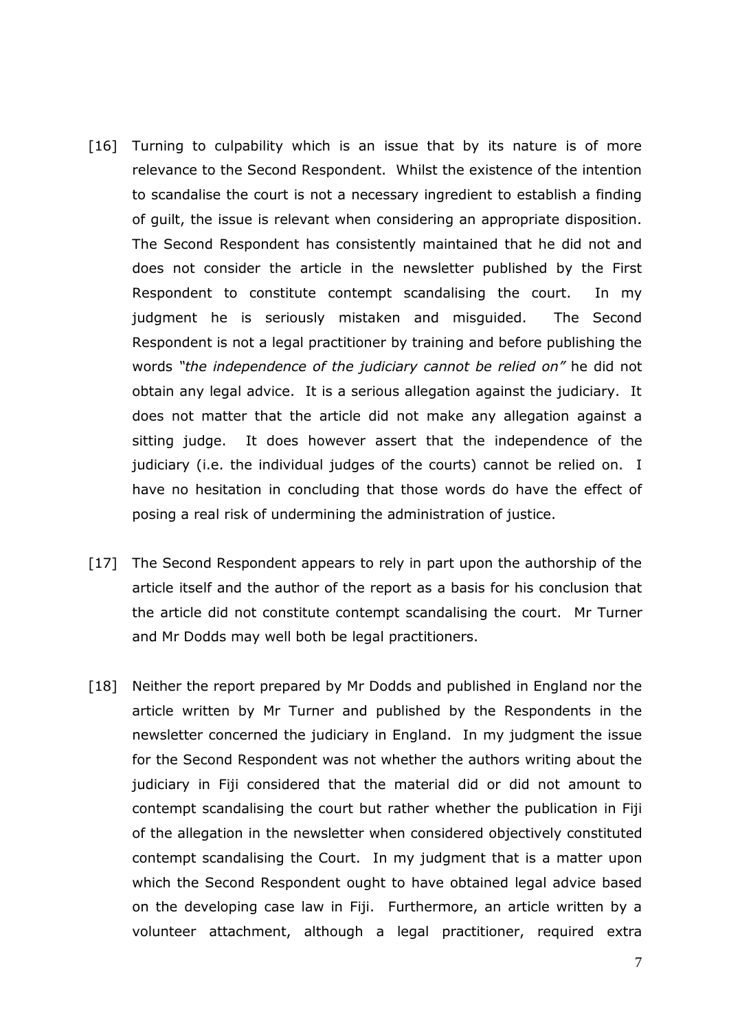[16] Turning to culpability which is an issue that by its nature is of more relevance to the Second Respondent. Whilst the existence of the intention to scandalise the court is not a necessary ingredient to establish a finding of guilt, the issue is relevant when considering an appropriate disposition. The Second Respondent has consistently maintained that he did not and does not consider the article in the newsletter published by the First Respondent to constitute contempt scandalising the court. In my judgment he is seriously mistaken and misguided. The Second Respondent is not a legal practitioner by training and before publishing the words *"the independence of the judiciary cannot be relied on"* he did not obtain any legal advice. It is a serious allegation against the judiciary. It does not matter that the article did not make any allegation against a sitting judge. It does however assert that the independence of the judiciary (i.e. the individual judges of the courts) cannot be relied on. I have no hesitation in concluding that those words do have the effect of posing a real risk of undermining the administration of justice.

[17] The Second Respondent appears to rely in part upon the authorship of the article itself and the author of the report as a basis for his conclusion that the article did not constitute contempt scandalising the court. Mr Turner and Mr Dodds may well both be legal practitioners.

[18] Neither the report prepared by Mr Dodds and published in England nor the article written by Mr Turner and published by the Respondents in the newsletter concerned the judiciary in England. In my judgment the issue for the Second Respondent was not whether the authors writing about the judiciary in Fiji considered that the material did or did not amount to contempt scandalising the court but rather whether the publication in Fiji of the allegation in the newsletter when considered objectively constituted contempt scandalising the Court. In my judgment that is a matter upon which the Second Respondent ought to have obtained legal advice based on the developing case law in Fiji. Furthermore, an article written by a volunteer attachment, although a legal practitioner, required extra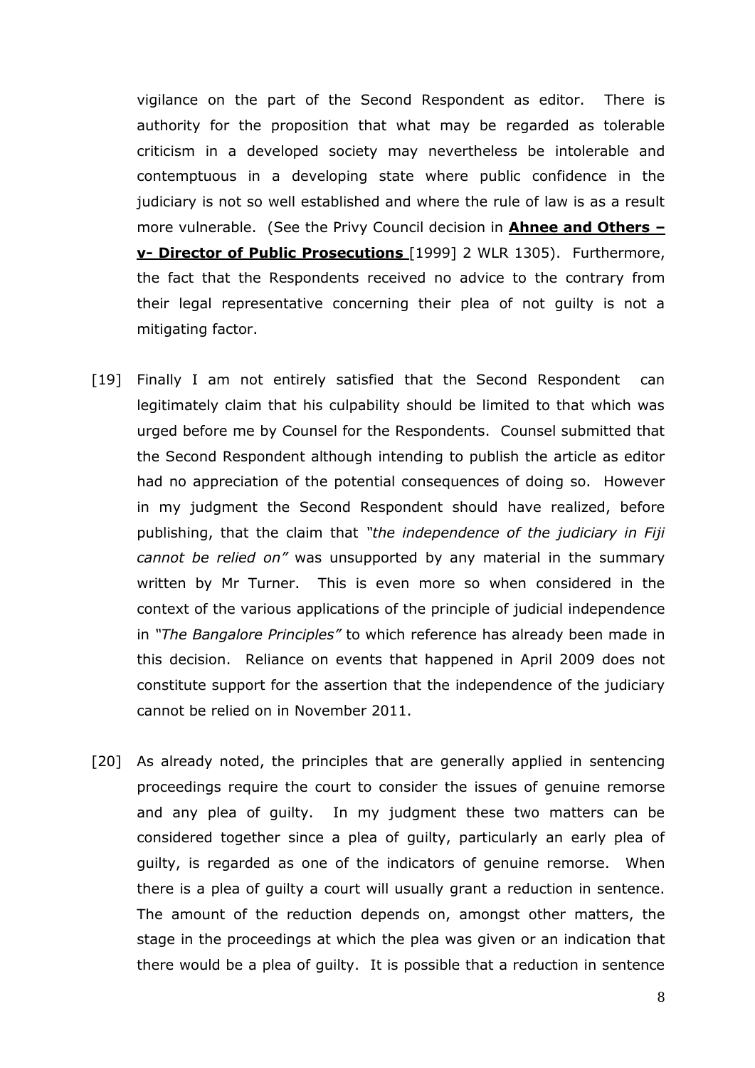vigilance on the part of the Second Respondent as editor. There is authority for the proposition that what may be regarded as tolerable criticism in a developed society may nevertheless be intolerable and contemptuous in a developing state where public confidence in the judiciary is not so well established and where the rule of law is as a result more vulnerable. (See the Privy Council decision in **Ahnee and Others –v- Director of Public Prosecutions** [1999] 2 WLR 1305). Furthermore, the fact that the Respondents received no advice to the contrary from their legal representative concerning their plea of not guilty is not a mitigating factor.

[19] Finally I am not entirely satisfied that the Second Respondent can legitimately claim that his culpability should be limited to that which was urged before me by Counsel for the Respondents. Counsel submitted that the Second Respondent although intending to publish the article as editor had no appreciation of the potential consequences of doing so. However in my judgment the Second Respondent should have realized, before publishing, that the claim that *"the independence of the judiciary in Fiji cannot be relied on"* was unsupported by any material in the summary written by Mr Turner. This is even more so when considered in the context of the various applications of the principle of judicial independence in *"The Bangalore Principles"* to which reference has already been made in this decision. Reliance on events that happened in April 2009 does not constitute support for the assertion that the independence of the judiciary cannot be relied on in November 2011.

[20] As already noted, the principles that are generally applied in sentencing proceedings require the court to consider the issues of genuine remorse and any plea of guilty. In my judgment these two matters can be considered together since a plea of guilty, particularly an early plea of guilty, is regarded as one of the indicators of genuine remorse. When there is a plea of guilty a court will usually grant a reduction in sentence. The amount of the reduction depends on, amongst other matters, the stage in the proceedings at which the plea was given or an indication that there would be a plea of guilty. It is possible that a reduction in sentence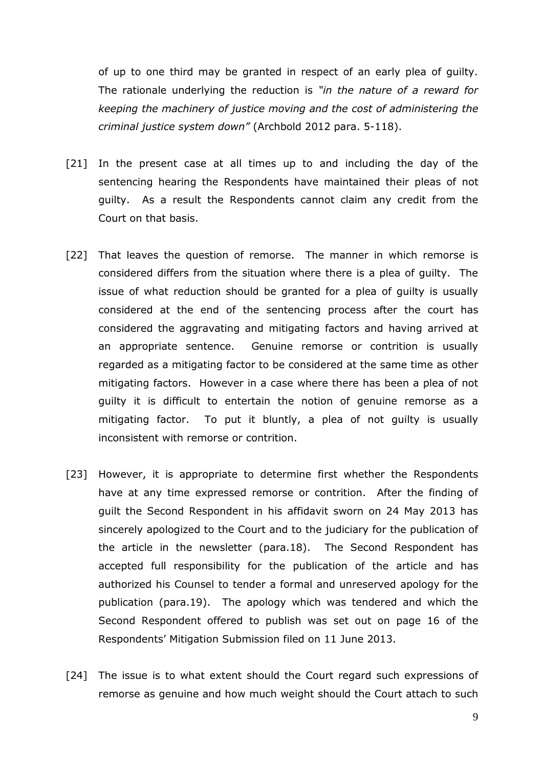of up to one third may be granted in respect of an early plea of guilty. The rationale underlying the reduction is *"in the nature of a reward for keeping the machinery of justice moving and the cost of administering the criminal justice system down"* (Archbold 2012 para. 5-118).

[21] In the present case at all times up to and including the day of the sentencing hearing the Respondents have maintained their pleas of not guilty. As a result the Respondents cannot claim any credit from the Court on that basis.

[22] That leaves the question of remorse. The manner in which remorse is considered differs from the situation where there is a plea of guilty. The issue of what reduction should be granted for a plea of guilty is usually considered at the end of the sentencing process after the court has considered the aggravating and mitigating factors and having arrived at an appropriate sentence. Genuine remorse or contrition is usually regarded as a mitigating factor to be considered at the same time as other mitigating factors. However in a case where there has been a plea of not guilty it is difficult to entertain the notion of genuine remorse as a mitigating factor. To put it bluntly, a plea of not guilty is usually inconsistent with remorse or contrition.

[23] However, it is appropriate to determine first whether the Respondents have at any time expressed remorse or contrition. After the finding of guilt the Second Respondent in his affidavit sworn on 24 May 2013 has sincerely apologized to the Court and to the judiciary for the publication of the article in the newsletter (para.18). The Second Respondent has accepted full responsibility for the publication of the article and has authorized his Counsel to tender a formal and unreserved apology for the publication (para.19). The apology which was tendered and which the Second Respondent offered to publish was set out on page 16 of the Respondents' Mitigation Submission filed on 11 June 2013.

[24] The issue is to what extent should the Court regard such expressions of remorse as genuine and how much weight should the Court attach to such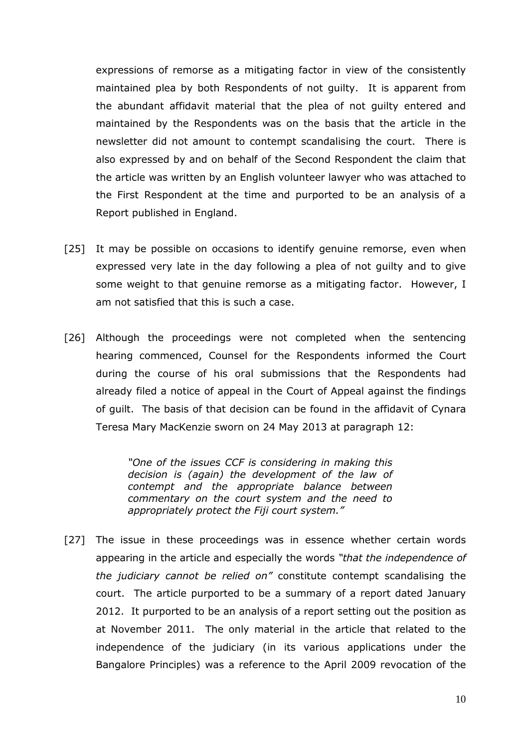expressions of remorse as a mitigating factor in view of the consistently maintained plea by both Respondents of not guilty. It is apparent from the abundant affidavit material that the plea of not guilty entered and maintained by the Respondents was on the basis that the article in the newsletter did not amount to contempt scandalising the court. There is also expressed by and on behalf of the Second Respondent the claim that the article was written by an English volunteer lawyer who was attached to the First Respondent at the time and purported to be an analysis of a Report published in England.

[25] It may be possible on occasions to identify genuine remorse, even when expressed very late in the day following a plea of not guilty and to give some weight to that genuine remorse as a mitigating factor. However, I am not satisfied that this is such a case.

[26] Although the proceedings were not completed when the sentencing hearing commenced, Counsel for the Respondents informed the Court during the course of his oral submissions that the Respondents had already filed a notice of appeal in the Court of Appeal against the findings of guilt. The basis of that decision can be found in the affidavit of Cynara Teresa Mary MacKenzie sworn on 24 May 2013 at paragraph 12:

> *"One of the issues CCF is considering in making this decision is (again) the development of the law of contempt and the appropriate balance between commentary on the court system and the need to appropriately protect the Fiji court system."*

[27] The issue in these proceedings was in essence whether certain words appearing in the article and especially the words *"that the independence of the judiciary cannot be relied on"* constitute contempt scandalising the court. The article purported to be a summary of a report dated January 2012. It purported to be an analysis of a report setting out the position as at November 2011. The only material in the article that related to the independence of the judiciary (in its various applications under the Bangalore Principles) was a reference to the April 2009 revocation of the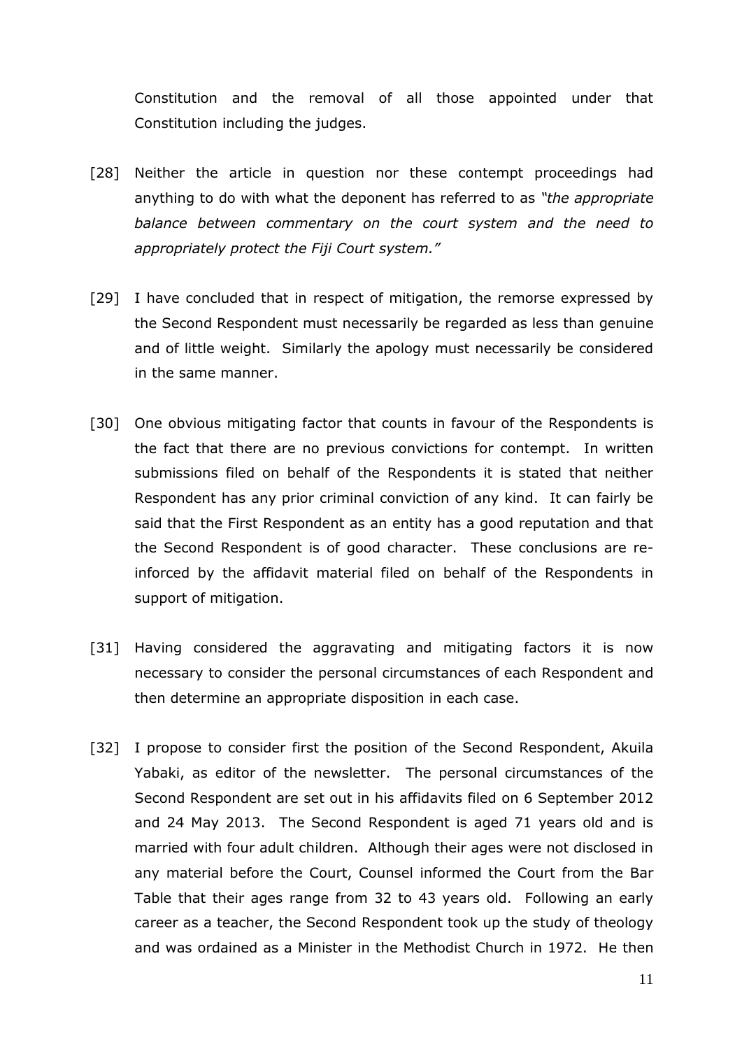Constitution and the removal of all those appointed under that Constitution including the judges.

[28] Neither the article in question nor these contempt proceedings had anything to do with what the deponent has referred to as *"the appropriate balance between commentary on the court system and the need to appropriately protect the Fiji Court system."*

[29] I have concluded that in respect of mitigation, the remorse expressed by the Second Respondent must necessarily be regarded as less than genuine and of little weight. Similarly the apology must necessarily be considered in the same manner.

[30] One obvious mitigating factor that counts in favour of the Respondents is the fact that there are no previous convictions for contempt. In written submissions filed on behalf of the Respondents it is stated that neither Respondent has any prior criminal conviction of any kind. It can fairly be said that the First Respondent as an entity has a good reputation and that the Second Respondent is of good character. These conclusions are re-inforced by the affidavit material filed on behalf of the Respondents in support of mitigation.

[31] Having considered the aggravating and mitigating factors it is now necessary to consider the personal circumstances of each Respondent and then determine an appropriate disposition in each case.

[32] I propose to consider first the position of the Second Respondent, Akuila Yabaki, as editor of the newsletter. The personal circumstances of the Second Respondent are set out in his affidavits filed on 6 September 2012 and 24 May 2013. The Second Respondent is aged 71 years old and is married with four adult children. Although their ages were not disclosed in any material before the Court, Counsel informed the Court from the Bar Table that their ages range from 32 to 43 years old. Following an early career as a teacher, the Second Respondent took up the study of theology and was ordained as a Minister in the Methodist Church in 1972. He then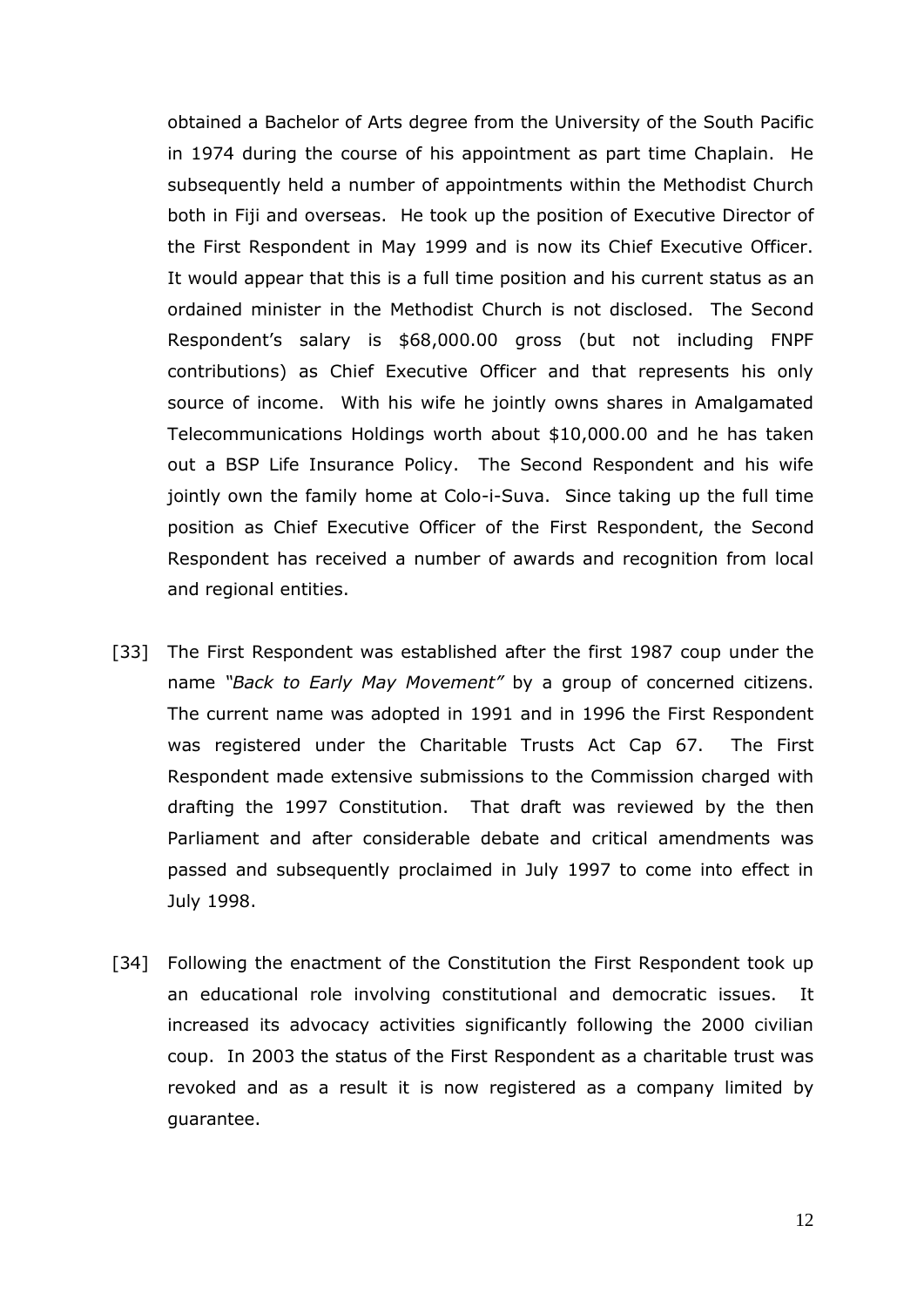obtained a Bachelor of Arts degree from the University of the South Pacific in 1974 during the course of his appointment as part time Chaplain. He subsequently held a number of appointments within the Methodist Church both in Fiji and overseas. He took up the position of Executive Director of the First Respondent in May 1999 and is now its Chief Executive Officer. It would appear that this is a full time position and his current status as an ordained minister in the Methodist Church is not disclosed. The Second Respondent's salary is $68,000.00 gross (but not including FNPF contributions) as Chief Executive Officer and that represents his only source of income. With his wife he jointly owns shares in Amalgamated Telecommunications Holdings worth about $10,000.00 and he has taken out a BSP Life Insurance Policy. The Second Respondent and his wife jointly own the family home at Colo-i-Suva. Since taking up the full time position as Chief Executive Officer of the First Respondent, the Second Respondent has received a number of awards and recognition from local and regional entities.

[33] The First Respondent was established after the first 1987 coup under the name *"Back to Early May Movement"* by a group of concerned citizens. The current name was adopted in 1991 and in 1996 the First Respondent was registered under the Charitable Trusts Act Cap 67. The First Respondent made extensive submissions to the Commission charged with drafting the 1997 Constitution. That draft was reviewed by the then Parliament and after considerable debate and critical amendments was passed and subsequently proclaimed in July 1997 to come into effect in July 1998.

[34] Following the enactment of the Constitution the First Respondent took up an educational role involving constitutional and democratic issues. It increased its advocacy activities significantly following the 2000 civilian coup. In 2003 the status of the First Respondent as a charitable trust was revoked and as a result it is now registered as a company limited by guarantee.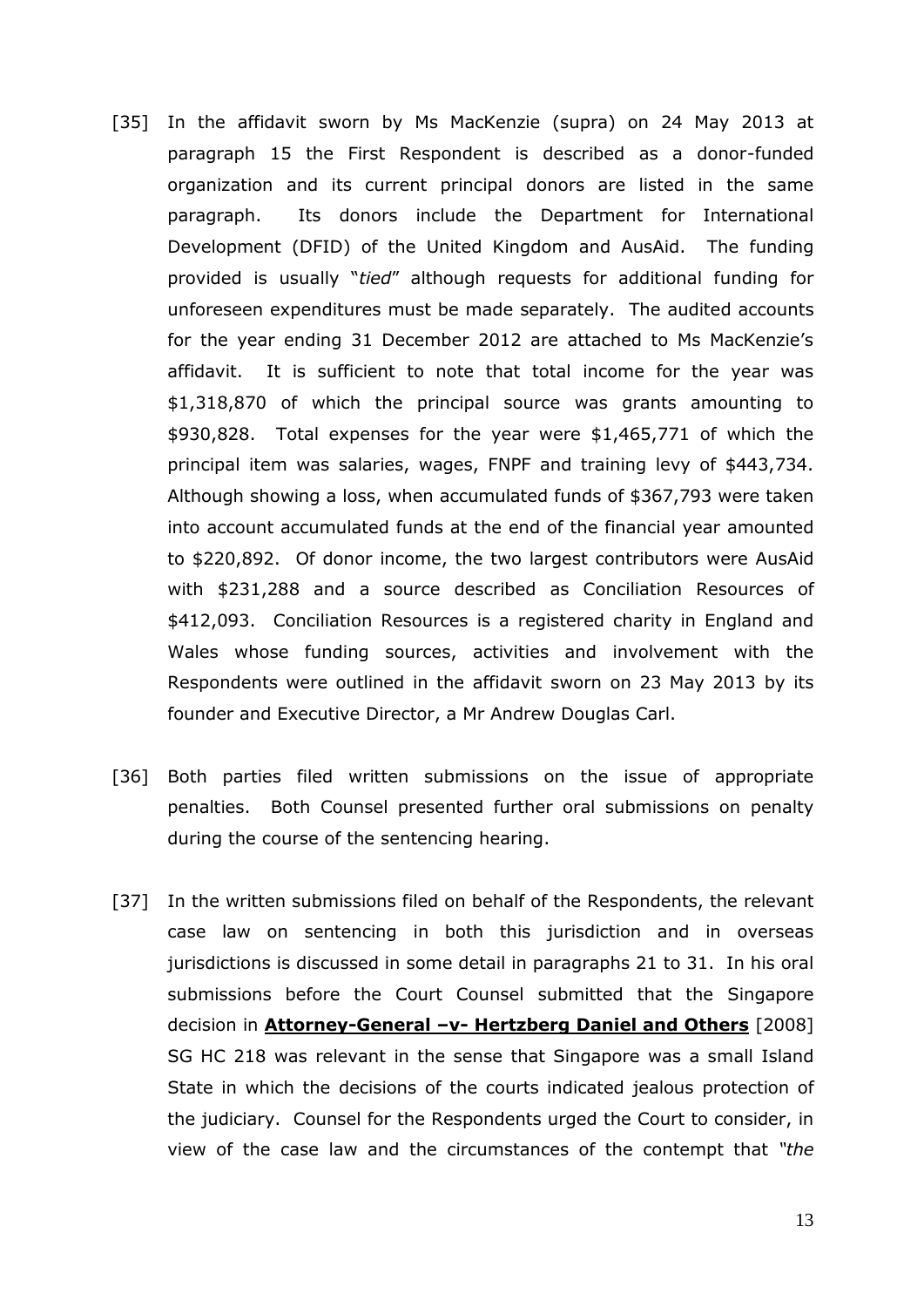[35] In the affidavit sworn by Ms MacKenzie (supra) on 24 May 2013 at paragraph 15 the First Respondent is described as a donor-funded organization and its current principal donors are listed in the same paragraph. Its donors include the Department for International Development (DFID) of the United Kingdom and AusAid. The funding provided is usually "*tied*" although requests for additional funding for unforeseen expenditures must be made separately. The audited accounts for the year ending 31 December 2012 are attached to Ms MacKenzie's affidavit. It is sufficient to note that total income for the year was $1,318,870 of which the principal source was grants amounting to $930,828. Total expenses for the year were $1,465,771 of which the principal item was salaries, wages, FNPF and training levy of $443,734. Although showing a loss, when accumulated funds of $367,793 were taken into account accumulated funds at the end of the financial year amounted to $220,892. Of donor income, the two largest contributors were AusAid with $231,288 and a source described as Conciliation Resources of $412,093. Conciliation Resources is a registered charity in England and Wales whose funding sources, activities and involvement with the Respondents were outlined in the affidavit sworn on 23 May 2013 by its founder and Executive Director, a Mr Andrew Douglas Carl.

[36] Both parties filed written submissions on the issue of appropriate penalties. Both Counsel presented further oral submissions on penalty during the course of the sentencing hearing.

[37] In the written submissions filed on behalf of the Respondents, the relevant case law on sentencing in both this jurisdiction and in overseas jurisdictions is discussed in some detail in paragraphs 21 to 31. In his oral submissions before the Court Counsel submitted that the Singapore decision in **Attorney-General –v- Hertzberg Daniel and Others** [2008] SG HC 218 was relevant in the sense that Singapore was a small Island State in which the decisions of the courts indicated jealous protection of the judiciary. Counsel for the Respondents urged the Court to consider, in view of the case law and the circumstances of the contempt that *"the*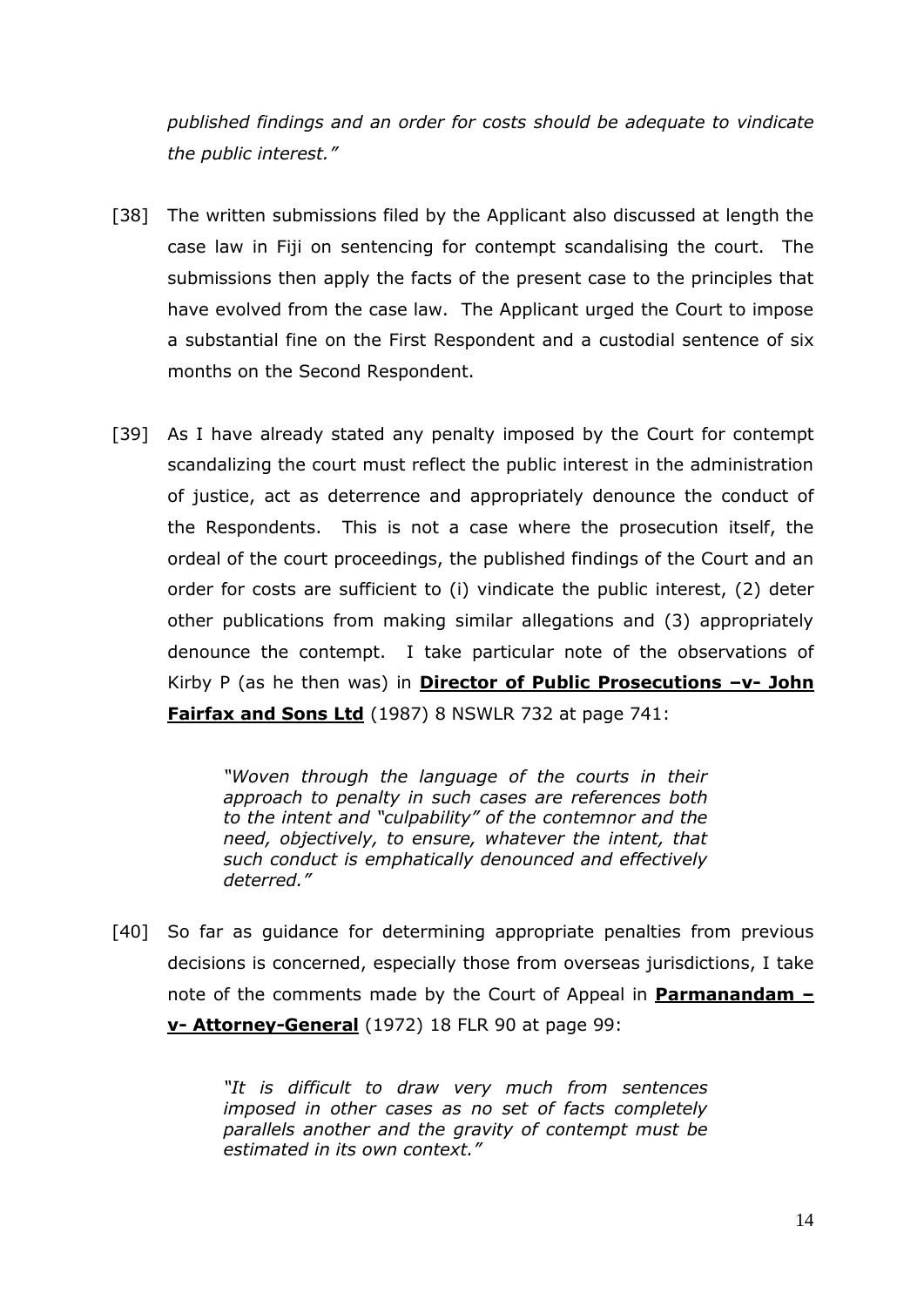*published findings and an order for costs should be adequate to vindicate the public interest."*

[38] The written submissions filed by the Applicant also discussed at length the case law in Fiji on sentencing for contempt scandalising the court. The submissions then apply the facts of the present case to the principles that have evolved from the case law. The Applicant urged the Court to impose a substantial fine on the First Respondent and a custodial sentence of six months on the Second Respondent.

[39] As I have already stated any penalty imposed by the Court for contempt scandalizing the court must reflect the public interest in the administration of justice, act as deterrence and appropriately denounce the conduct of the Respondents. This is not a case where the prosecution itself, the ordeal of the court proceedings, the published findings of the Court and an order for costs are sufficient to (i) vindicate the public interest, (2) deter other publications from making similar allegations and (3) appropriately denounce the contempt. I take particular note of the observations of Kirby P (as he then was) in **Director of Public Prosecutions –v- John Fairfax and Sons Ltd** (1987) 8 NSWLR 732 at page 741:

> *"Woven through the language of the courts in their approach to penalty in such cases are references both to the intent and "culpability" of the contemnor and the need, objectively, to ensure, whatever the intent, that such conduct is emphatically denounced and effectively deterred."*

[40] So far as guidance for determining appropriate penalties from previous decisions is concerned, especially those from overseas jurisdictions, I take note of the comments made by the Court of Appeal in **Parmanandam –v- Attorney-General** (1972) 18 FLR 90 at page 99:

> *"It is difficult to draw very much from sentences imposed in other cases as no set of facts completely parallels another and the gravity of contempt must be estimated in its own context."*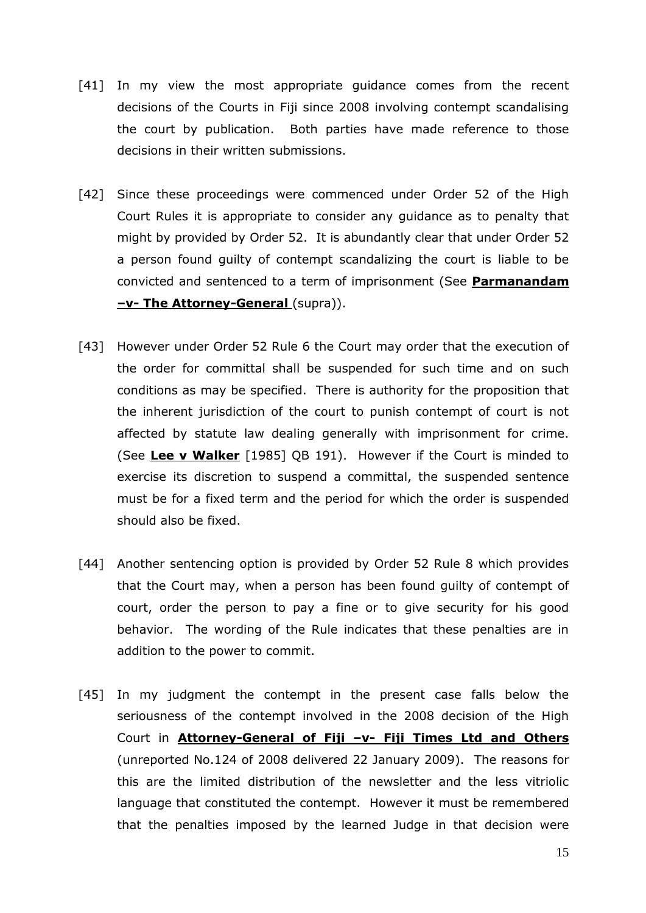[41] In my view the most appropriate guidance comes from the recent decisions of the Courts in Fiji since 2008 involving contempt scandalising the court by publication. Both parties have made reference to those decisions in their written submissions.

[42] Since these proceedings were commenced under Order 52 of the High Court Rules it is appropriate to consider any guidance as to penalty that might by provided by Order 52. It is abundantly clear that under Order 52 a person found guilty of contempt scandalizing the court is liable to be convicted and sentenced to a term of imprisonment (See **Parmanandam –v- The Attorney-General** (supra)).

[43] However under Order 52 Rule 6 the Court may order that the execution of the order for committal shall be suspended for such time and on such conditions as may be specified. There is authority for the proposition that the inherent jurisdiction of the court to punish contempt of court is not affected by statute law dealing generally with imprisonment for crime. (See **Lee v Walker** [1985] QB 191). However if the Court is minded to exercise its discretion to suspend a committal, the suspended sentence must be for a fixed term and the period for which the order is suspended should also be fixed.

[44] Another sentencing option is provided by Order 52 Rule 8 which provides that the Court may, when a person has been found guilty of contempt of court, order the person to pay a fine or to give security for his good behavior. The wording of the Rule indicates that these penalties are in addition to the power to commit.

[45] In my judgment the contempt in the present case falls below the seriousness of the contempt involved in the 2008 decision of the High Court in **Attorney-General of Fiji –v- Fiji Times Ltd and Others** (unreported No.124 of 2008 delivered 22 January 2009). The reasons for this are the limited distribution of the newsletter and the less vitriolic language that constituted the contempt. However it must be remembered that the penalties imposed by the learned Judge in that decision were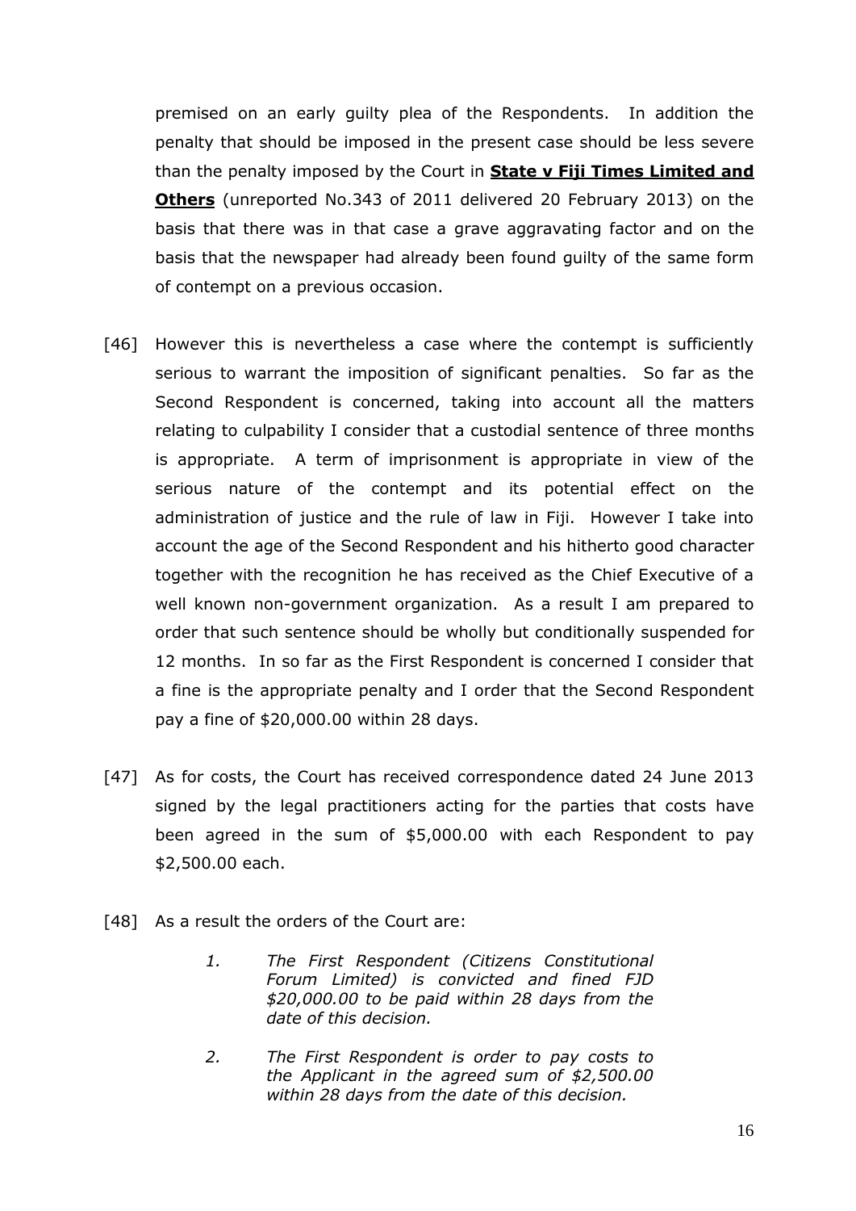premised on an early guilty plea of the Respondents. In addition the penalty that should be imposed in the present case should be less severe than the penalty imposed by the Court in **State v Fiji Times Limited and Others** (unreported No.343 of 2011 delivered 20 February 2013) on the basis that there was in that case a grave aggravating factor and on the basis that the newspaper had already been found guilty of the same form of contempt on a previous occasion.

[46] However this is nevertheless a case where the contempt is sufficiently serious to warrant the imposition of significant penalties. So far as the Second Respondent is concerned, taking into account all the matters relating to culpability I consider that a custodial sentence of three months is appropriate. A term of imprisonment is appropriate in view of the serious nature of the contempt and its potential effect on the administration of justice and the rule of law in Fiji. However I take into account the age of the Second Respondent and his hitherto good character together with the recognition he has received as the Chief Executive of a well known non-government organization. As a result I am prepared to order that such sentence should be wholly but conditionally suspended for 12 months. In so far as the First Respondent is concerned I consider that a fine is the appropriate penalty and I order that the Second Respondent pay a fine of $20,000.00 within 28 days.

[47] As for costs, the Court has received correspondence dated 24 June 2013 signed by the legal practitioners acting for the parties that costs have been agreed in the sum of $5,000.00 with each Respondent to pay $2,500.00 each.

[48] As a result the orders of the Court are:

> 1. *The First Respondent (Citizens Constitutional Forum Limited) is convicted and fined FJD $20,000.00 to be paid within 28 days from the date of this decision.*
>
> 2. *The First Respondent is order to pay costs to the Applicant in the agreed sum of $2,500.00 within 28 days from the date of this decision.*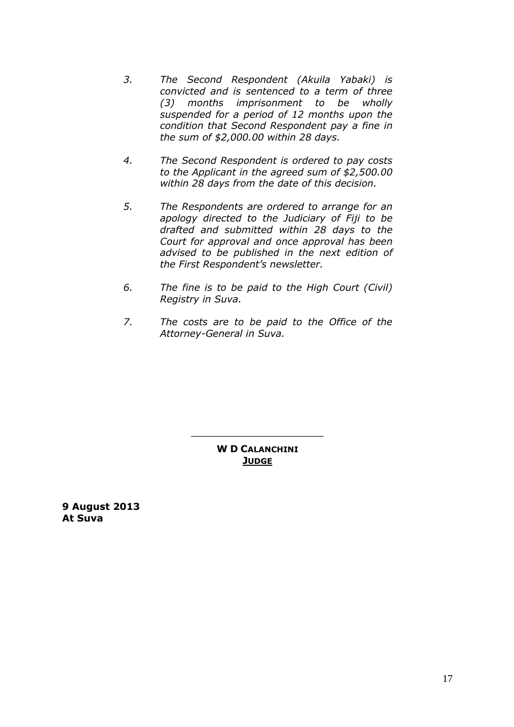*3. The Second Respondent (Akuila Yabaki) is convicted and is sentenced to a term of three (3) months imprisonment to be wholly suspended for a period of 12 months upon the condition that Second Respondent pay a fine in the sum of $2,000.00 within 28 days.*

*4. The Second Respondent is ordered to pay costs to the Applicant in the agreed sum of $2,500.00 within 28 days from the date of this decision.*

*5. The Respondents are ordered to arrange for an apology directed to the Judiciary of Fiji to be drafted and submitted within 28 days to the Court for approval and once approval has been advised to be published in the next edition of the First Respondent's newsletter.*

*6. The fine is to be paid to the High Court (Civil) Registry in Suva.*

*7. The costs are to be paid to the Office of the Attorney-General in Suva.*

\_\_\_\_\_\_\_\_\_\_\_\_\_\_\_\_\_\_\_\_\_\_

**W D CALANCHINI**
**JUDGE**

**9 August 2013**
**At Suva**